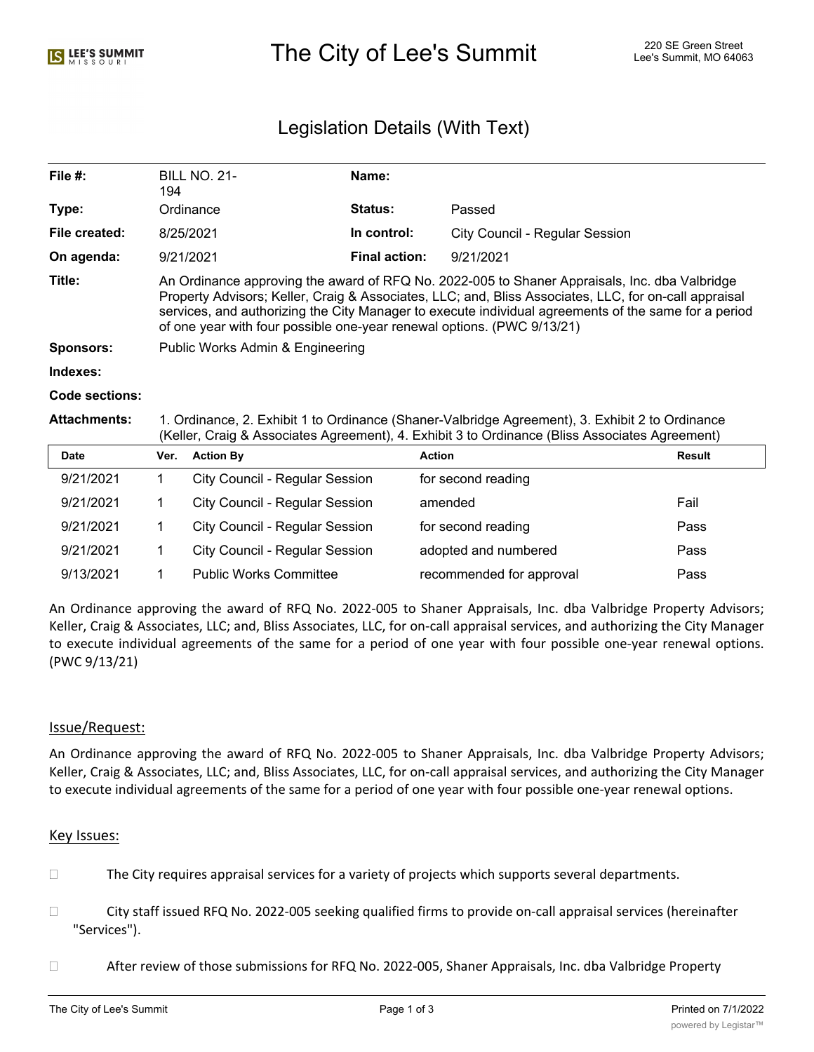# The City of Lee's Summit

220 SE Green Street
Lee's Summit, MO 64063

## Legislation Details (With Text)

| | | | |
|---|---|---|---|
| **File #:** | BILL NO. 21-194 | **Name:** | |
| **Type:** | Ordinance | **Status:** | Passed |
| **File created:** | 8/25/2021 | **In control:** | City Council - Regular Session |
| **On agenda:** | 9/21/2021 | **Final action:** | 9/21/2021 |

**Title:** An Ordinance approving the award of RFQ No. 2022-005 to Shaner Appraisals, Inc. dba Valbridge Property Advisors; Keller, Craig & Associates, LLC; and, Bliss Associates, LLC, for on-call appraisal services, and authorizing the City Manager to execute individual agreements of the same for a period of one year with four possible one-year renewal options. (PWC 9/13/21)

**Sponsors:** Public Works Admin & Engineering

**Indexes:**

**Code sections:**

**Attachments:** 1. Ordinance, 2. Exhibit 1 to Ordinance (Shaner-Valbridge Agreement), 3. Exhibit 2 to Ordinance (Keller, Craig & Associates Agreement), 4. Exhibit 3 to Ordinance (Bliss Associates Agreement)

| Date | Ver. | Action By | Action | Result |
|---|---|---|---|---|
| 9/21/2021 | 1 | City Council - Regular Session | for second reading | |
| 9/21/2021 | 1 | City Council - Regular Session | amended | Fail |
| 9/21/2021 | 1 | City Council - Regular Session | for second reading | Pass |
| 9/21/2021 | 1 | City Council - Regular Session | adopted and numbered | Pass |
| 9/13/2021 | 1 | Public Works Committee | recommended for approval | Pass |

An Ordinance approving the award of RFQ No. 2022-005 to Shaner Appraisals, Inc. dba Valbridge Property Advisors; Keller, Craig & Associates, LLC; and, Bliss Associates, LLC, for on-call appraisal services, and authorizing the City Manager to execute individual agreements of the same for a period of one year with four possible one-year renewal options. (PWC 9/13/21)

### Issue/Request:

An Ordinance approving the award of RFQ No. 2022-005 to Shaner Appraisals, Inc. dba Valbridge Property Advisors; Keller, Craig & Associates, LLC; and, Bliss Associates, LLC, for on-call appraisal services, and authorizing the City Manager to execute individual agreements of the same for a period of one year with four possible one-year renewal options.

### Key Issues:

- The City requires appraisal services for a variety of projects which supports several departments.
- City staff issued RFQ No. 2022-005 seeking qualified firms to provide on-call appraisal services (hereinafter "Services").
- After review of those submissions for RFQ No. 2022-005, Shaner Appraisals, Inc. dba Valbridge Property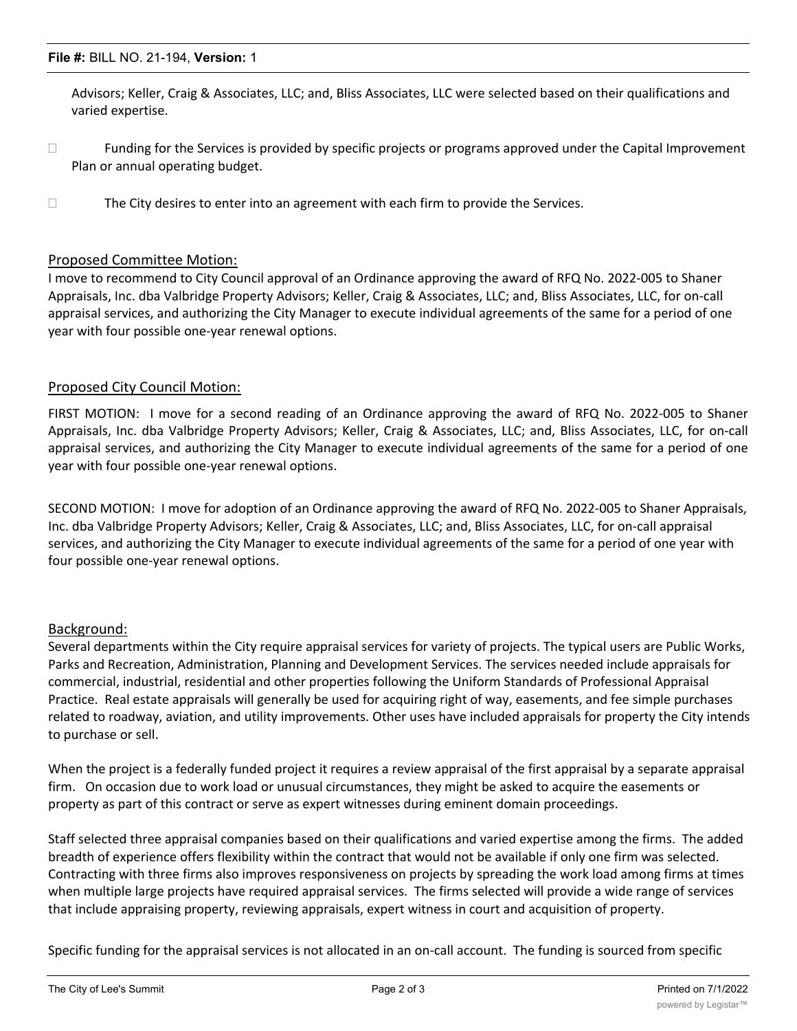Advisors; Keller, Craig & Associates, LLC; and, Bliss Associates, LLC were selected based on their qualifications and varied expertise.

- Funding for the Services is provided by specific projects or programs approved under the Capital Improvement Plan or annual operating budget.

- The City desires to enter into an agreement with each firm to provide the Services.

## Proposed Committee Motion:

I move to recommend to City Council approval of an Ordinance approving the award of RFQ No. 2022-005 to Shaner Appraisals, Inc. dba Valbridge Property Advisors; Keller, Craig & Associates, LLC; and, Bliss Associates, LLC, for on-call appraisal services, and authorizing the City Manager to execute individual agreements of the same for a period of one year with four possible one-year renewal options.

## Proposed City Council Motion:

FIRST MOTION: I move for a second reading of an Ordinance approving the award of RFQ No. 2022-005 to Shaner Appraisals, Inc. dba Valbridge Property Advisors; Keller, Craig & Associates, LLC; and, Bliss Associates, LLC, for on-call appraisal services, and authorizing the City Manager to execute individual agreements of the same for a period of one year with four possible one-year renewal options.

SECOND MOTION: I move for adoption of an Ordinance approving the award of RFQ No. 2022-005 to Shaner Appraisals, Inc. dba Valbridge Property Advisors; Keller, Craig & Associates, LLC; and, Bliss Associates, LLC, for on-call appraisal services, and authorizing the City Manager to execute individual agreements of the same for a period of one year with four possible one-year renewal options.

## Background:

Several departments within the City require appraisal services for variety of projects. The typical users are Public Works, Parks and Recreation, Administration, Planning and Development Services. The services needed include appraisals for commercial, industrial, residential and other properties following the Uniform Standards of Professional Appraisal Practice. Real estate appraisals will generally be used for acquiring right of way, easements, and fee simple purchases related to roadway, aviation, and utility improvements. Other uses have included appraisals for property the City intends to purchase or sell.

When the project is a federally funded project it requires a review appraisal of the first appraisal by a separate appraisal firm. On occasion due to work load or unusual circumstances, they might be asked to acquire the easements or property as part of this contract or serve as expert witnesses during eminent domain proceedings.

Staff selected three appraisal companies based on their qualifications and varied expertise among the firms. The added breadth of experience offers flexibility within the contract that would not be available if only one firm was selected. Contracting with three firms also improves responsiveness on projects by spreading the work load among firms at times when multiple large projects have required appraisal services. The firms selected will provide a wide range of services that include appraising property, reviewing appraisals, expert witness in court and acquisition of property.

Specific funding for the appraisal services is not allocated in an on-call account. The funding is sourced from specific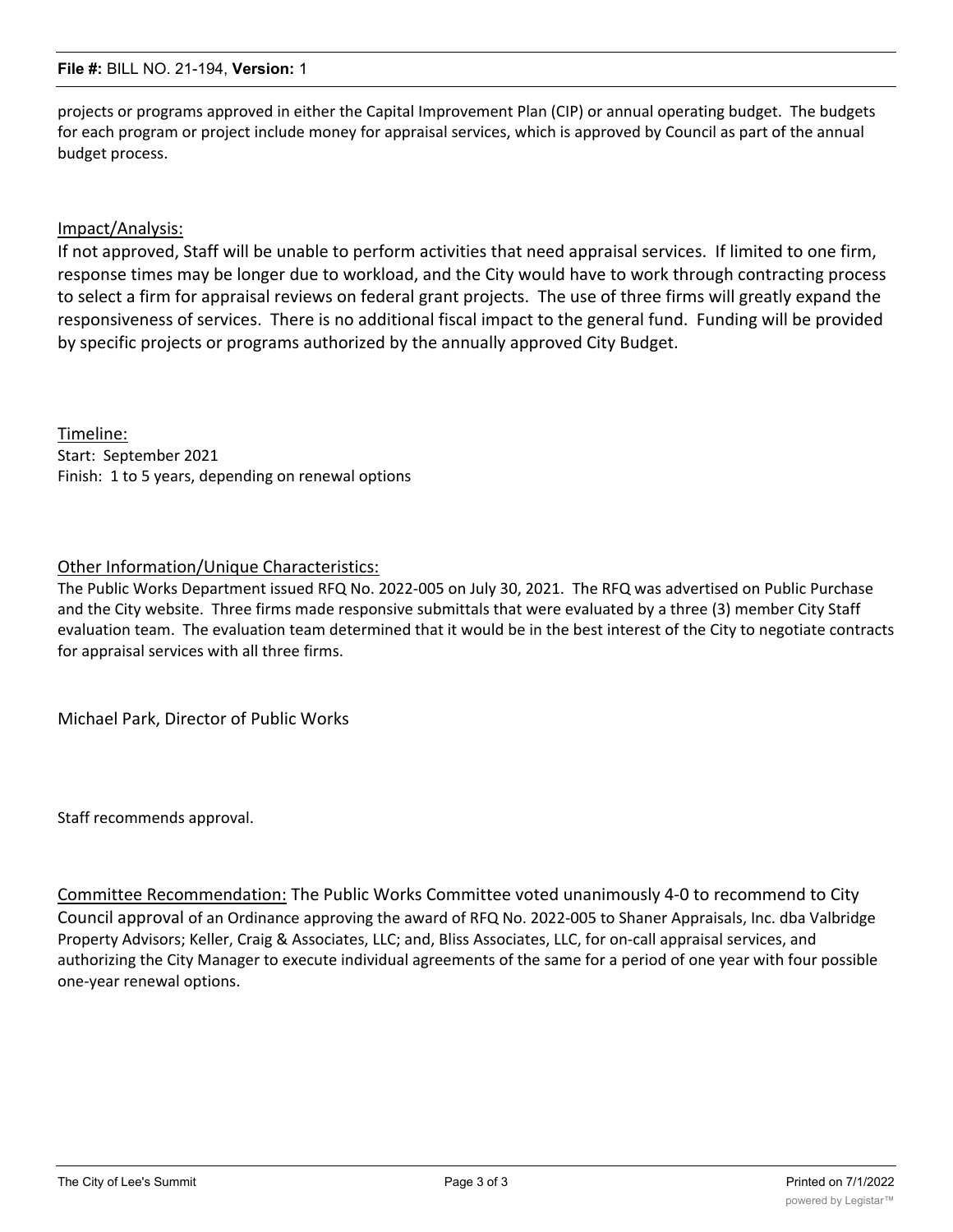projects or programs approved in either the Capital Improvement Plan (CIP) or annual operating budget. The budgets for each program or project include money for appraisal services, which is approved by Council as part of the annual budget process.

Impact/Analysis:

If not approved, Staff will be unable to perform activities that need appraisal services. If limited to one firm, response times may be longer due to workload, and the City would have to work through contracting process to select a firm for appraisal reviews on federal grant projects. The use of three firms will greatly expand the responsiveness of services. There is no additional fiscal impact to the general fund. Funding will be provided by specific projects or programs authorized by the annually approved City Budget.

Timeline:

Start: September 2021
Finish: 1 to 5 years, depending on renewal options

Other Information/Unique Characteristics:

The Public Works Department issued RFQ No. 2022-005 on July 30, 2021. The RFQ was advertised on Public Purchase and the City website. Three firms made responsive submittals that were evaluated by a three (3) member City Staff evaluation team. The evaluation team determined that it would be in the best interest of the City to negotiate contracts for appraisal services with all three firms.

Michael Park, Director of Public Works

Staff recommends approval.

Committee Recommendation: The Public Works Committee voted unanimously 4-0 to recommend to City Council approval of an Ordinance approving the award of RFQ No. 2022-005 to Shaner Appraisals, Inc. dba Valbridge Property Advisors; Keller, Craig & Associates, LLC; and, Bliss Associates, LLC, for on-call appraisal services, and authorizing the City Manager to execute individual agreements of the same for a period of one year with four possible one-year renewal options.